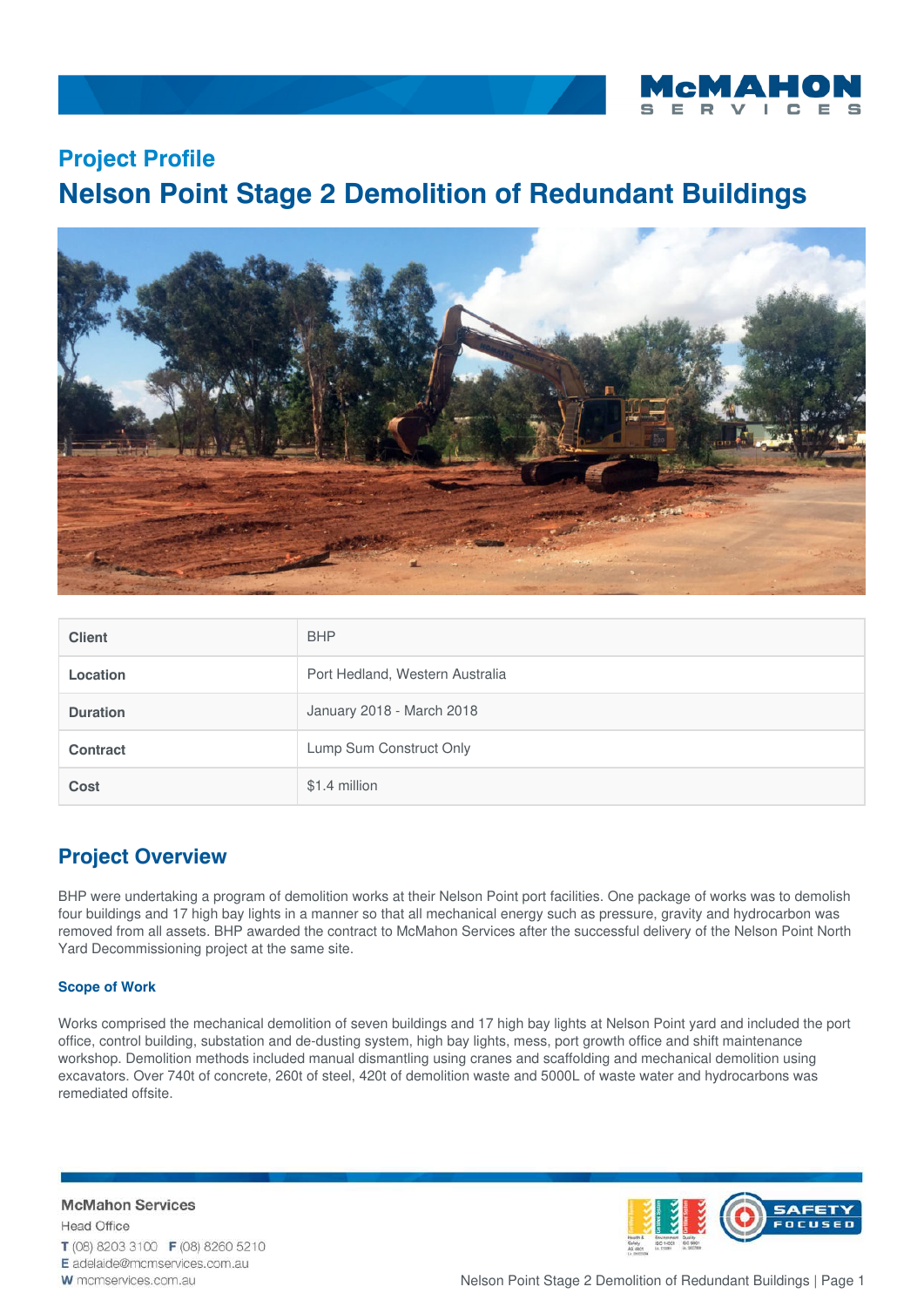## Project Profile

# Nelson Point Stage 2 Demolition of Redundant Buildings

| Client | BHP |
|---|---|
| Location | Port Hedland, Western Australia |
| Duration | January 2018 - March 2018 |
| Contract | Lump Sum Construct Only |
| Cost | $1.4 million |

## Project Overview

BHP were undertaking a program of demolition works at their Nelson Point port facilities. One package of works was to demolish four buildings and 17 high bay lights in a manner so that all mechanical energy such as pressure, gravity and hydrocarbon was removed from all assets. BHP awarded the contract to McMahon Services after the successful delivery of the Nelson Point North Yard Decommissioning project at the same site.

### Scope of Work

Works comprised the mechanical demolition of seven buildings and 17 high bay lights at Nelson Point yard and included the port office, control building, substation and de-dusting system, high bay lights, mess, port growth office and shift maintenance workshop. Demolition methods included manual dismantling using cranes and scaffolding and mechanical demolition using excavators. Over 740t of concrete, 260t of steel, 420t of demolition waste and 5000L of waste water and hydrocarbons was remediated offsite.

**McMahon Services**
Head Office
T (08) 8203 3100 F (08) 8260 5210
E adelaide@mcmservices.com.au
W mcmservices.com.au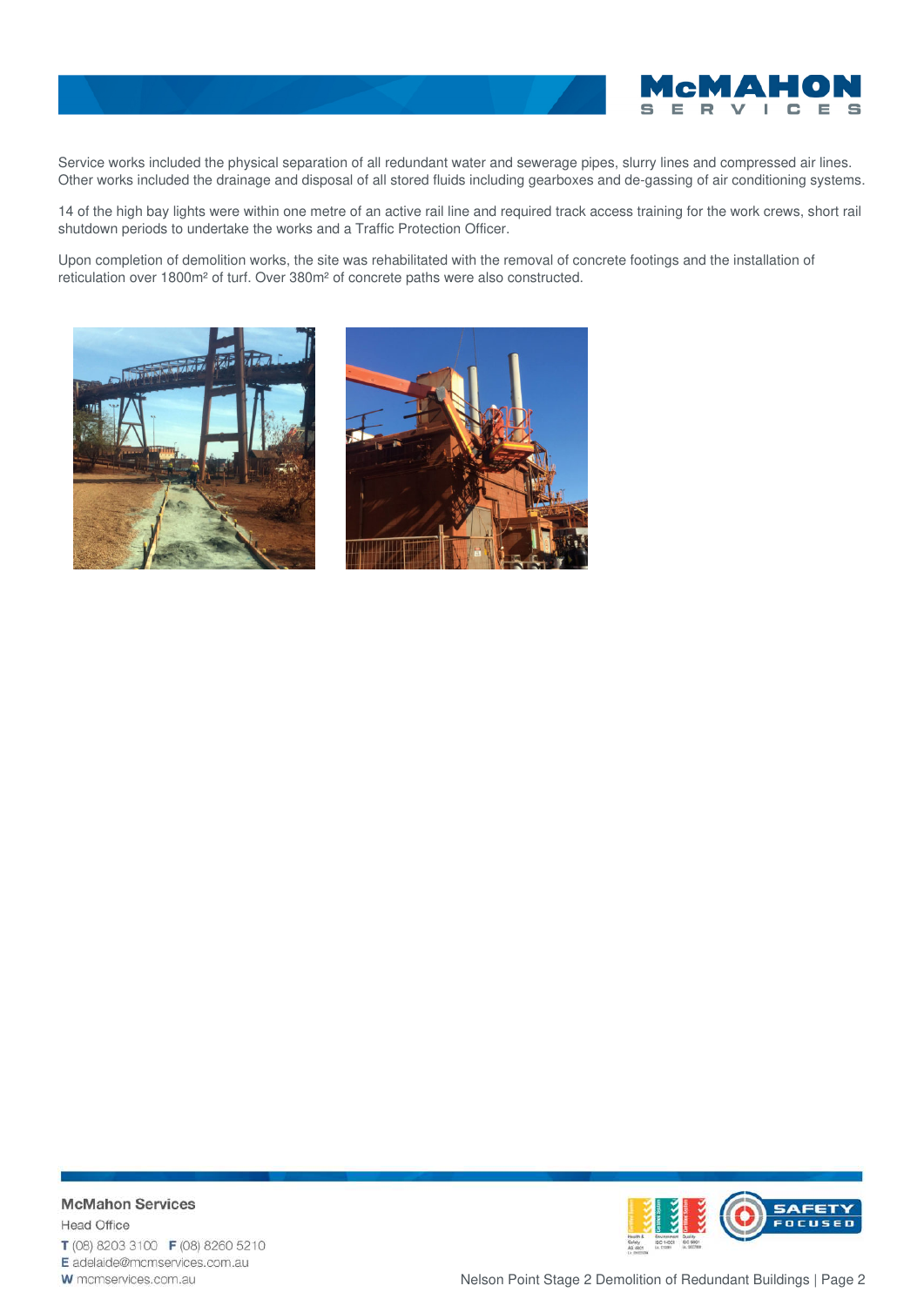Service works included the physical separation of all redundant water and sewerage pipes, slurry lines and compressed air lines. Other works included the drainage and disposal of all stored fluids including gearboxes and de-gassing of air conditioning systems.

14 of the high bay lights were within one metre of an active rail line and required track access training for the work crews, short rail shutdown periods to undertake the works and a Traffic Protection Officer.

Upon completion of demolition works, the site was rehabilitated with the removal of concrete footings and the installation of reticulation over 1800m² of turf. Over 380m² of concrete paths were also constructed.

**McMahon Services**
Head Office
**T** (08) 8203 3100 **F** (08) 8260 5210
**E** adelaide@mcmservices.com.au
**W** mcmservices.com.au